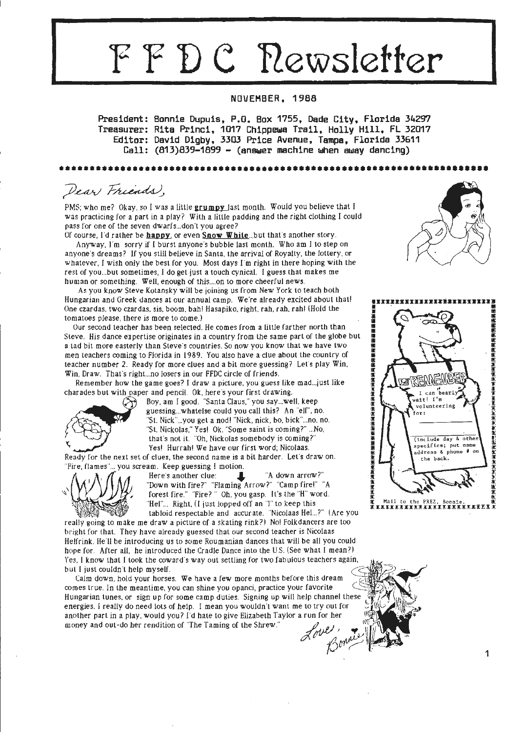# F F D C Newsletter

NOVEMBER, 1988

President: Bonnie Dupuis, P.O. Box 1755, Dade City, Florida 34297
Treasurer: Rita Princi, 1017 Chippewa Trail, Holly Hill, FL 32017
Editor: David Digby, 3303 Price Avenue, Tampa, Florida 33611
Call: (813)839-1899 - (answer machine when away dancing)

*Dear Friends,*

PMS; who me? Okay, so I was a little **grumpy** last month. Would you believe that I was practicing for a part in a play? With a little padding and the right clothing I could pass for one of the seven dwarfs...don't you agree?

Of course, I'd rather be **happy**, or even **Snow White**...but that's another story.

Anyway, I'm sorry if I burst anyone's bubble last month. Who am I to step on anyone's dreams? If you still believe in Santa, the arrival of Royalty, the lottery, or whatever, I wish only the best for you. Most days I'm right in there hoping with the rest of you...but sometimes, I do get just a touch cynical. I guess that makes me human or something. Well, enough of this....on to more cheerful news.

As you know Steve Kotansky will be joining us from New York to teach both Hungarian and Greek dances at our annual camp. We're already excited about that! One czardas, two czardas, sis, boom, bah! Hasapiko, right, rah, rah, rah! (Hold the tomatoes please, there is more to come.)

Our second teacher has been selected. He comes from a little farther north than Steve. His dance expertise originates in a country from the same part of the globe but a tad bit more easterly than Steve's countries. So now you know that we have two men teachers coming to Florida in 1989. You also have a clue about the country of teacher number 2. Ready for more clues and a bit more guessing? Let's play Win, Win, Draw. That's right...no losers in our FFDC circle of friends.

Remember how the game goes? I draw a picture, you guess like mad...just like charades but with paper and pencil. Ok, here's your first drawing.

Boy, am I good. "Santa Claus," you say...well, keep guessing...whatelse could you call this? An "elf", no. "St. Nick"...you get a nod! "Nick, nick, bo, bick"...no, no. "St. Nickolas," Yes! Ok. "Some saint is coming?" ...No, that's not it. "Oh, Nickolas somebody is coming?" Yes! Hurrah! We have our first word; Nicolaas.

Ready for the next set of clues, the second name is a bit harder. Let's draw on. "Fire, flames"... you scream. Keep guessing I motion.

Here's another clue: ⬇ "A down arrow?" "Down with fire?" "Flaming Arrow?" "Camp fire!" "A forest fire." "Fire? " Oh, you gasp. It's the "H" word. "Hel"... Right, (I just lopped off an "l" to keep this tabloid respectable and accurate. "Nicolaas Hel...?" (Are you really going to make me draw a picture of a skating rink?) No! Folkdancers are too bright for that. They have already guessed that our second teacher is Nicolaas Helfrink. He'll be introducing us to some Roumanian dances that will be all you could hope for. After all, he introduced the Cradle Dance into the U.S. (See what I mean?) Yes, I know that I took the coward's way out settling for two fabulous teachers again, but I just couldn't help myself.

Calm down, hold your horses. We have a few more months before this dream comes true. In the meantime, you can shine you opanci, practice your favorite Hungarian tunes, or sign up for some camp duties. Signing up will help channel these energies. I really do need lots of help. I mean you wouldn't want me to try out for another part in a play, would you? I'd hate to give Elizabeth Taylor a run for her money and out-do her rendition of "The Taming of the Shrew."

*Love, Bonnie*

---

REMEMBER

I can "bearly" wait! I'm volunteering for:

(include day & other specifics; put name address & phone # on the back.

Mail to the PREZ, Bonnie.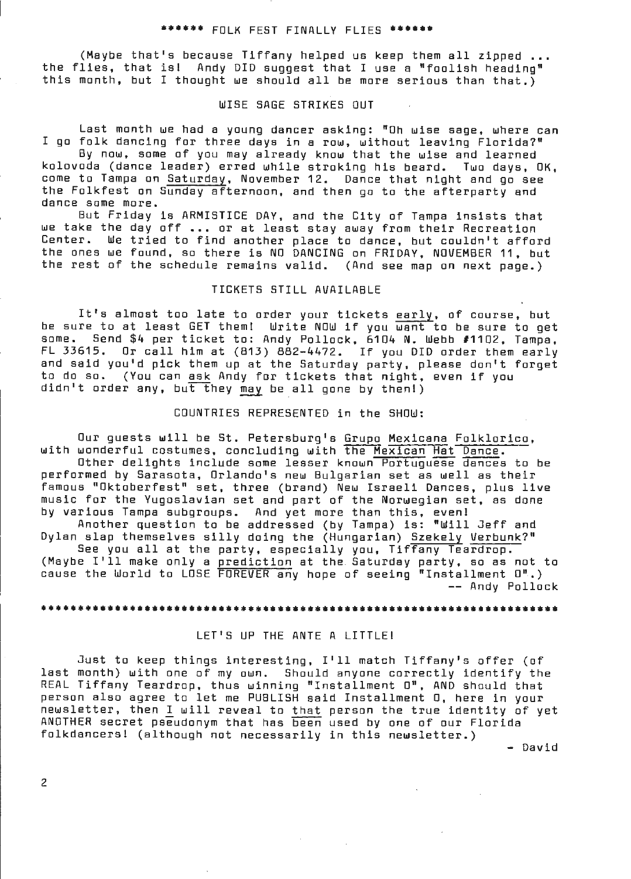## ****** FOLK FEST FINALLY FLIES ******

(Maybe that's because Tiffany helped us keep them all zipped ... the flies, that is! Andy DID suggest that I use a "foolish heading" this month, but I thought we should all be more serious than that.)

### WISE SAGE STRIKES OUT

Last month we had a young dancer asking: "Oh wise sage, where can I go folk dancing for three days in a row, without leaving Florida?"

By now, some of you may already know that the wise and learned kolovoda (dance leader) erred while stroking his beard. Two days, OK, come to Tampa on Saturday, November 12. Dance that night and go see the Folkfest on Sunday afternoon, and then go to the afterparty and dance some more.

But Friday is ARMISTICE DAY, and the City of Tampa insists that we take the day off ... or at least stay away from their Recreation Center. We tried to find another place to dance, but couldn't afford the ones we found, so there is NO DANCING on FRIDAY, NOVEMBER 11, but the rest of the schedule remains valid. (And see map on next page.)

### TICKETS STILL AVAILABLE

It's almost too late to order your tickets early, of course, but be sure to at least GET them! Write NOW if you want to be sure to get some. Send $4 per ticket to: Andy Pollock, 6104 N. Webb #1102, Tampa, FL 33615. Or call him at (813) 882-4472. If you DID order them early and said you'd pick them up at the Saturday party, please don't forget to do so. (You can ask Andy for tickets that night, even if you didn't order any, but they may be all gone by then!)

### COUNTRIES REPRESENTED in the SHOW:

Our guests will be St. Petersburg's Grupo Mexicana Folklorico, with wonderful costumes, concluding with the Mexican Hat Dance.

Other delights include some lesser known Portuguese dances to be performed by Sarasota, Orlando's new Bulgarian set as well as their famous "Oktoberfest" set, three (brand) New Israeli Dances, plus live music for the Yugoslavian set and part of the Norwegian set, as done by various Tampa subgroups. And yet more than this, even!

Another question to be addressed (by Tampa) is: "Will Jeff and Dylan slap themselves silly doing the (Hungarian) Szekely Verbunk?"

See you all at the party, especially you, Tiffany Teardrop. (Maybe I'll make only a prediction at the Saturday party, so as not to cause the World to LOSE FOREVER any hope of seeing "Installment 0".)

-- Andy Pollock

******************************************************************

### LET'S UP THE ANTE A LITTLE!

Just to keep things interesting, I'll match Tiffany's offer (of last month) with one of my own. Should anyone correctly identify the REAL Tiffany Teardrop, thus winning "Installment 0", AND should that person also agree to let me PUBLISH said Installment 0, here in your newsletter, then I will reveal to that person the true identity of yet ANOTHER secret pseudonym that has been used by one of our Florida folkdancers! (although not necessarily in this newsletter.)

- David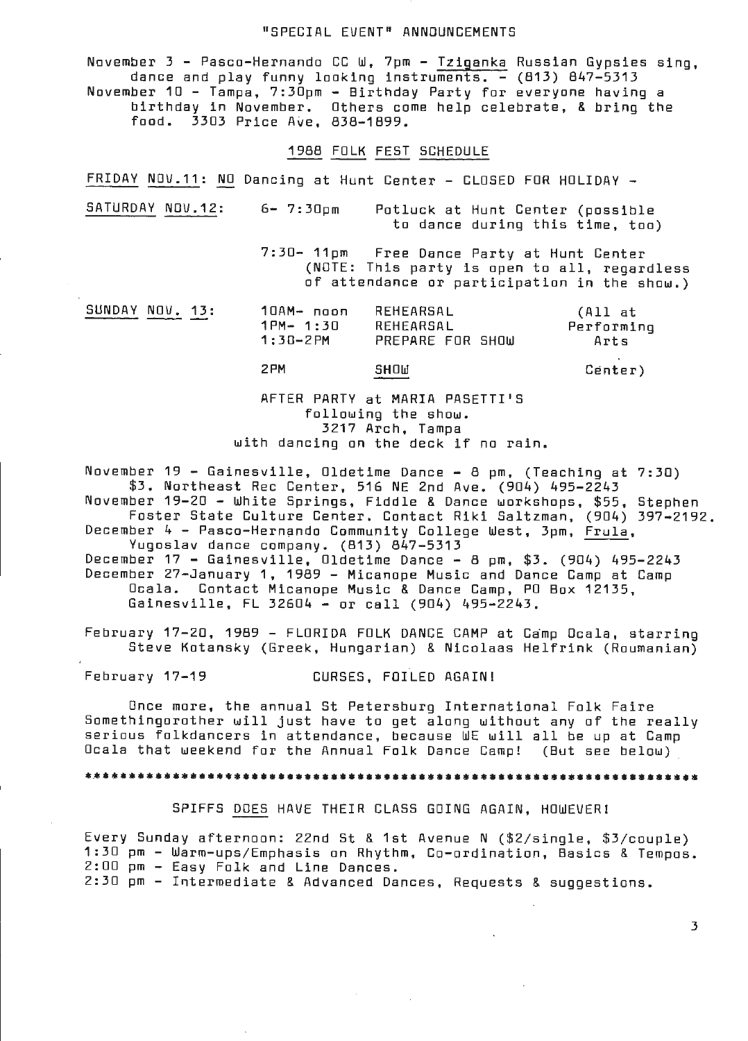## "SPECIAL EVENT" ANNOUNCEMENTS

November 3 - Pasco-Hernando CC W, 7pm - Tziganka Russian Gypsies sing, dance and play funny looking instruments. - (813) 847-5313

November 10 - Tampa, 7:30pm - Birthday Party for everyone having a birthday in November. Others come help celebrate, & bring the food. 3303 Price Ave, 838-1899.

## 1988 FOLK FEST SCHEDULE

FRIDAY NOV.11: NO Dancing at Hunt Center - CLOSED FOR HOLIDAY -

SATURDAY NOV.12:

- 6- 7:30pm — Potluck at Hunt Center (possible to dance during this time, too)
- 7:30- 11pm — Free Dance Party at Hunt Center (NOTE: This party is open to all, regardless of attendance or participation in the show.)

SUNDAY NOV. 13: (All at Performing Arts Center)

| Time | Activity |
|---|---|
| 10AM- noon | REHEARSAL |
| 1PM- 1:30 | REHEARSAL |
| 1:30-2PM | PREPARE FOR SHOW |
| 2PM | SHOW |

AFTER PARTY at MARIA PASETTI'S following the show. 3217 Arch, Tampa with dancing on the deck if no rain.

November 19 - Gainesville, Oldetime Dance - 8 pm, (Teaching at 7:30) $3. Northeast Rec Center, 516 NE 2nd Ave. (904) 495-2243

November 19-20 - White Springs, Fiddle & Dance workshops, $55, Stephen Foster State Culture Center. Contact Riki Saltzman, (904) 397-2192.

December 4 - Pasco-Hernando Community College West, 3pm, Frula, Yugoslav dance company. (813) 847-5313

December 17 - Gainesville, Oldetime Dance - 8 pm, $3. (904) 495-2243

December 27-January 1, 1989 - Micanope Music and Dance Camp at Camp Ocala. Contact Micanope Music & Dance Camp, PO Box 12135, Gainesville, FL 32604 - or call (904) 495-2243.

February 17-20, 1989 - FLORIDA FOLK DANCE CAMP at Camp Ocala, starring Steve Kotansky (Greek, Hungarian) & Nicolaas Helfrink (Roumanian)

February 17-19 CURSES, FOILED AGAIN!

Once more, the annual St Petersburg International Folk Faire Somethingorother will just have to get along without any of the really serious folkdancers in attendance, because WE will all be up at Camp Ocala that weekend for the Annual Folk Dance Camp! (But see below)

*****************************************************************

SPIFFS DOES HAVE THEIR CLASS GOING AGAIN, HOWEVER!

Every Sunday afternoon: 22nd St & 1st Avenue N ($2/single, $3/couple)

1:30 pm - Warm-ups/Emphasis on Rhythm, Co-ordination, Basics & Tempos.
2:00 pm - Easy Folk and Line Dances.
2:30 pm - Intermediate & Advanced Dances, Requests & suggestions.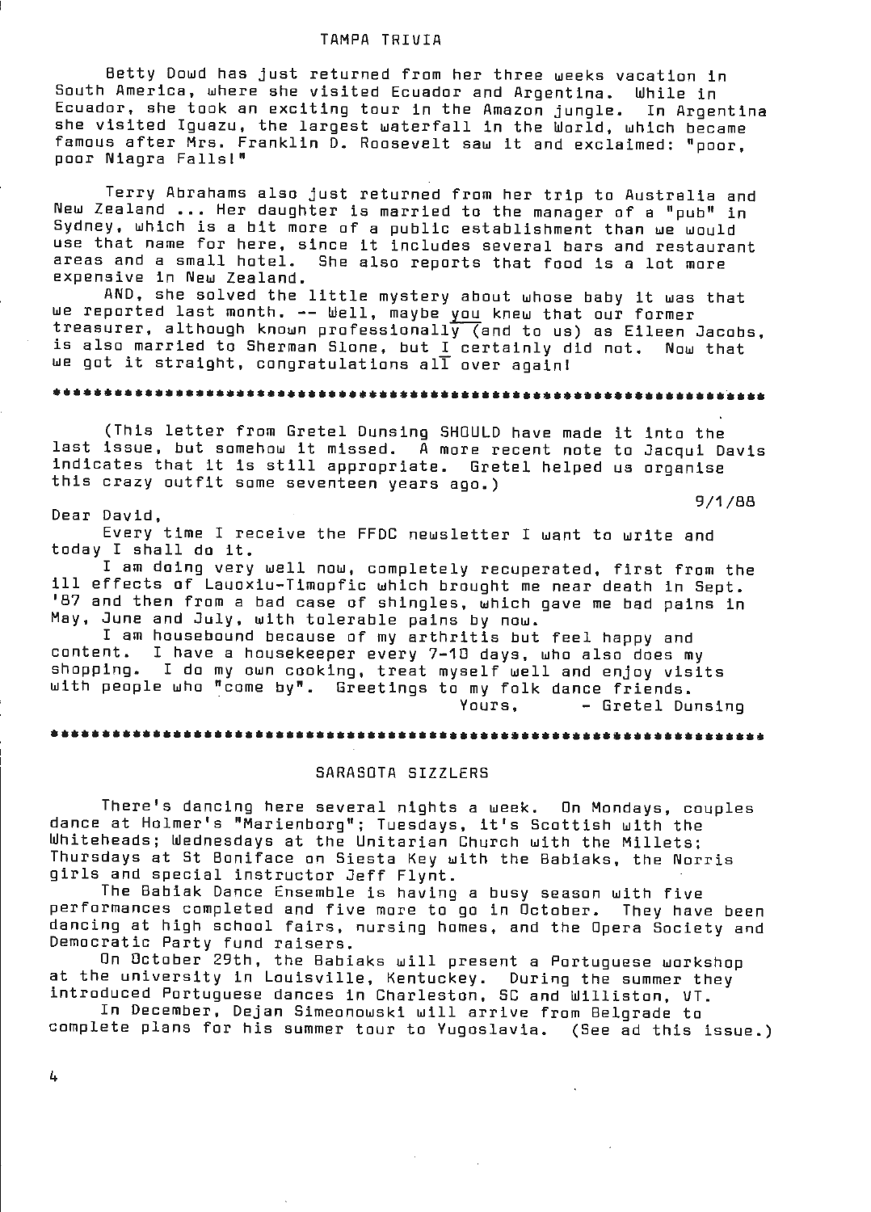## TAMPA TRIVIA

Betty Dowd has just returned from her three weeks vacation in South America, where she visited Ecuador and Argentina. While in Ecuador, she took an exciting tour in the Amazon jungle. In Argentina she visited Iguazu, the largest waterfall in the World, which became famous after Mrs. Franklin D. Roosevelt saw it and exclaimed: "poor, poor Niagra Falls!"

Terry Abrahams also just returned from her trip to Australia and New Zealand ... Her daughter is married to the manager of a "pub" in Sydney, which is a bit more of a public establishment than we would use that name for here, since it includes several bars and restaurant areas and a small hotel. She also reports that food is a lot more expensive in New Zealand.

AND, she solved the little mystery about whose baby it was that we reported last month. -- Well, maybe <u>you</u> knew that our former treasurer, although known professionally (and to us) as Eileen Jacobs, is also married to Sherman Slone, but <u>I</u> certainly did not. Now that we got it straight, congratulations <u>all</u> over again!

***********************************************************************

(This letter from Gretel Dunsing SHOULD have made it into the last issue, but somehow it missed. A more recent note to Jacqui Davis indicates that it is still appropriate. Gretel helped us organise this crazy outfit some seventeen years ago.)

9/1/88

Dear David,

Every time I receive the FFDC newsletter I want to write and today I shall do it.

I am doing very well now, completely recuperated, first from the ill effects of Lauoxiu-Timopfic which brought me near death in Sept. '87 and then from a bad case of shingles, which gave me bad pains in May, June and July, with tolerable pains by now.

I am housebound because of my arthritis but feel happy and content. I have a housekeeper every 7-10 days, who also does my shopping. I do my own cooking, treat myself well and enjoy visits with people who "come by". Greetings to my folk dance friends.

Yours, - Gretel Dunsing

***********************************************************************

## SARASOTA SIZZLERS

There's dancing here several nights a week. On Mondays, couples dance at Holmer's "Marienborg"; Tuesdays, it's Scottish with the Whiteheads; Wednesdays at the Unitarian Church with the Millets; Thursdays at St Boniface on Siesta Key with the Babiaks, the Norris girls and special instructor Jeff Flynt.

The Babiak Dance Ensemble is having a busy season with five performances completed and five more to go in October. They have been dancing at high school fairs, nursing homes, and the Opera Society and Democratic Party fund raisers.

On October 29th, the Babiaks will present a Portuguese workshop at the university in Louisville, Kentuckey. During the summer they introduced Portuguese dances in Charleston, SC and Williston, VT.

In December, Dejan Simeonowski will arrive from Belgrade to complete plans for his summer tour to Yugoslavia. (See ad this issue.)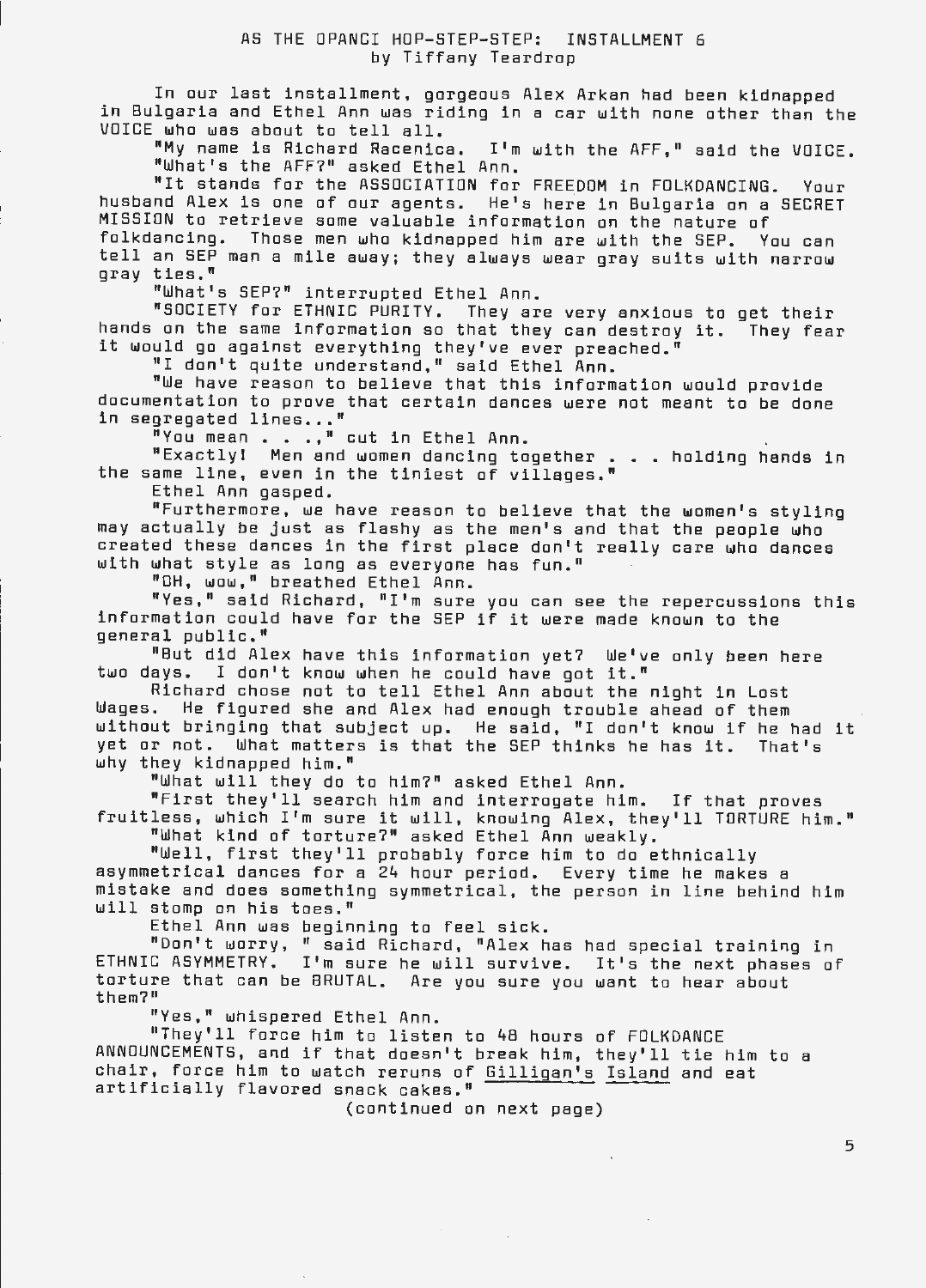## AS THE OPANCI HOP-STEP-STEP: INSTALLMENT 6
by Tiffany Teardrop

In our last installment, gorgeous Alex Arkan had been kidnapped in Bulgaria and Ethel Ann was riding in a car with none other than the VOICE who was about to tell all.

"My name is Richard Racenica. I'm with the AFF," said the VOICE.

"What's the AFF?" asked Ethel Ann.

"It stands for the ASSOCIATION for FREEDOM in FOLKDANCING. Your husband Alex is one of our agents. He's here in Bulgaria on a SECRET MISSION to retrieve some valuable information on the nature of folkdancing. Those men who kidnapped him are with the SEP. You can tell an SEP man a mile away; they always wear gray suits with narrow gray ties."

"What's SEP?" interrupted Ethel Ann.

"SOCIETY for ETHNIC PURITY. They are very anxious to get their hands on the same information so that they can destroy it. They fear it would go against everything they've ever preached."

"I don't quite understand," said Ethel Ann.

"We have reason to believe that this information would provide documentation to prove that certain dances were not meant to be done in segregated lines..."

"You mean . . . ," cut in Ethel Ann.

"Exactly! Men and women dancing together . . . holding hands in the same line, even in the tiniest of villages."

Ethel Ann gasped.

"Furthermore, we have reason to believe that the women's styling may actually be just as flashy as the men's and that the people who created these dances in the first place don't really care who dances with what style as long as everyone has fun."

"OH, wow," breathed Ethel Ann.

"Yes," said Richard, "I'm sure you can see the repercussions this information could have for the SEP if it were made known to the general public."

"But did Alex have this information yet? We've only been here two days. I don't know when he could have got it."

Richard chose not to tell Ethel Ann about the night in Lost Wages. He figured she and Alex had enough trouble ahead of them without bringing that subject up. He said, "I don't know if he had it yet or not. What matters is that the SEP thinks he has it. That's why they kidnapped him."

"What will they do to him?" asked Ethel Ann.

"First they'll search him and interrogate him. If that proves fruitless, which I'm sure it will, knowing Alex, they'll TORTURE him."

"What kind of torture?" asked Ethel Ann weakly.

"Well, first they'll probably force him to do ethnically asymmetrical dances for a 24 hour period. Every time he makes a mistake and does something symmetrical, the person in line behind him will stomp on his toes."

Ethel Ann was beginning to feel sick.

"Don't worry, " said Richard, "Alex has had special training in ETHNIC ASYMMETRY. I'm sure he will survive. It's the next phases of torture that can be BRUTAL. Are you sure you want to hear about them?"

"Yes," whispered Ethel Ann.

"They'll force him to listen to 48 hours of FOLKDANCE ANNOUNCEMENTS, and if that doesn't break him, they'll tie him to a chair, force him to watch reruns of Gilligan's Island and eat artificially flavored snack cakes."

(continued on next page)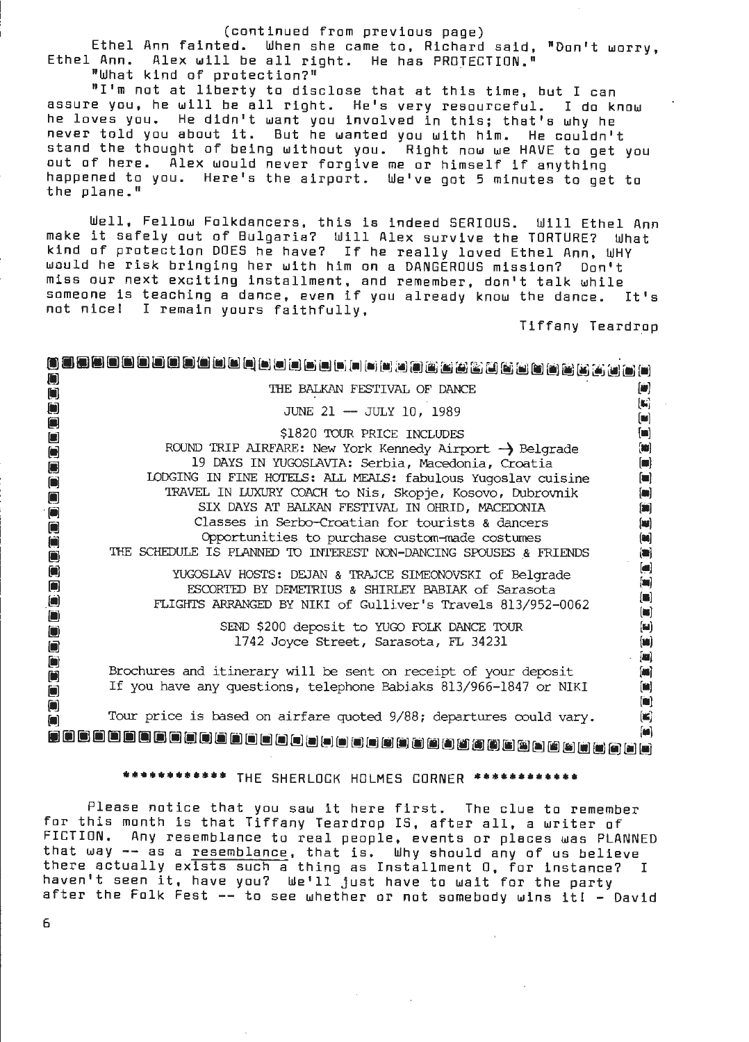(continued from previous page)

Ethel Ann fainted. When she came to, Richard said, "Don't worry, Ethel Ann. Alex will be all right. He has PROTECTION."

"What kind of protection?"

"I'm not at liberty to disclose that at this time, but I can assure you, he will be all right. He's very resourceful. I do know he loves you. He didn't want you involved in this; that's why he never told you about it. But he wanted you with him. He couldn't stand the thought of being without you. Right now we HAVE to get you out of here. Alex would never forgive me or himself if anything happened to you. Here's the airport. We've got 5 minutes to get to the plane."

Well, Fellow Folkdancers, this is indeed SERIOUS. Will Ethel Ann make it safely out of Bulgaria? Will Alex survive the TORTURE? What kind of protection DOES he have? If he really loved Ethel Ann, WHY would he risk bringing her with him on a DANGEROUS mission? Don't miss our next exciting installment, and remember, don't talk while someone is teaching a dance, even if you already know the dance. It's not nice! I remain yours faithfully,

Tiffany Teardrop

---

THE BALKAN FESTIVAL OF DANCE

JUNE 21 — JULY 10, 1989

$1820 TOUR PRICE INCLUDES
ROUND TRIP AIRFARE: New York Kennedy Airport → Belgrade
19 DAYS IN YUGOSLAVIA: Serbia, Macedonia, Croatia
LODGING IN FINE HOTELS: ALL MEALS: fabulous Yugoslav cuisine
TRAVEL IN LUXURY COACH to Nis, Skopje, Kosovo, Dubrovnik
SIX DAYS AT BALKAN FESTIVAL IN OHRID, MACEDONIA
Classes in Serbo-Croatian for tourists & dancers
Opportunities to purchase custom-made costumes
THE SCHEDULE IS PLANNED TO INTEREST NON-DANCING SPOUSES & FRIENDS

YUGOSLAV HOSTS: DEJAN & TRAJCE SIMEONOVSKI of Belgrade
ESCORTED BY DEMETRIUS & SHIRLEY BABIAK of Sarasota
FLIGHTS ARRANGED BY NIKI of Gulliver's Travels 813/952-0062

SEND $200 deposit to YUGO FOLK DANCE TOUR
1742 Joyce Street, Sarasota, FL 34231

Brochures and itinerary will be sent on receipt of your deposit
If you have any questions, telephone Babiaks 813/966-1847 or NIKI

Tour price is based on airfare quoted 9/88; departures could vary.

---

************ THE SHERLOCK HOLMES CORNER ************

Please notice that you saw it here first. The clue to remember for this month is that Tiffany Teardrop IS, after all, a writer of FICTION. Any resemblance to real people, events or places was PLANNED that way -- as a resemblance, that is. Why should any of us believe there actually exists such a thing as Installment O, for instance? I haven't seen it, have you? We'll just have to wait for the party after the Folk Fest -- to see whether or not somebody wins it! - David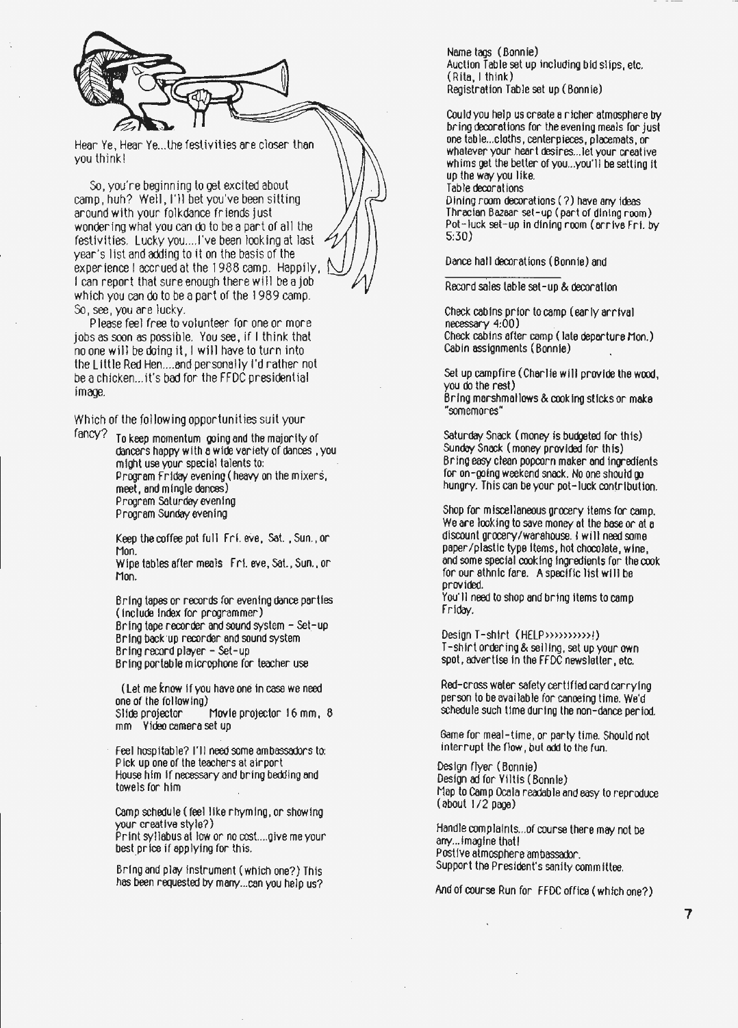Hear Ye, Hear Ye...the festivities are closer than you think!

So, you're beginning to get excited about camp, huh? Well, I'll bet you've been sitting around with your folkdance friends just wondering what you can do to be a part of all the festivities. Lucky you....I've been looking at last year's list and adding to it on the basis of the experience I accrued at the 1988 camp. Happily, I can report that sure enough there will be a job which you can do to be a part of the 1989 camp. So, see, you are lucky.

Please feel free to volunteer for one or more jobs as soon as possible. You see, if I think that no one will be doing it, I will have to turn into the Little Red Hen....and personally I'd rather not be a chicken...it's bad for the FFDC presidential image.

Which of the following opportunities suit your fancy? To keep momentum going and the majority of dancers happy with a wide variety of dances, you might use your special talents to:

Program Friday evening (heavy on the mixers, meet, and mingle dances)
Program Saturday evening
Program Sunday evening

Keep the coffee pot full Fri. eve, Sat., Sun., or Mon.
Wipe tables after meals Fri. eve, Sat., Sun., or Mon.

Bring tapes or records for evening dance parties (include index for programmer)
Bring tape recorder and sound system - Set-up
Bring back up recorder and sound system
Bring record player - Set-up
Bring portable microphone for teacher use

(Let me know if you have one in case we need one of the following)
Slide projector Movie projector 16 mm, 8 mm Video camera set up

Feel hospitable? I'll need some ambassadors to:
Pick up one of the teachers at airport
House him if necessary and bring bedding and towels for him

Camp schedule (feel like rhyming, or showing your creative style?)
Print syllabus at low or no cost....give me your best price if applying for this.

Bring and play instrument (which one?) This has been requested by many...can you help us?

Name tags (Bonnie)
Auction Table set up including bid slips, etc. (Rita, I think)
Registration Table set up (Bonnie)

Could you help us create a richer atmosphere by bring decorations for the evening meals for just one table...cloths, centerpieces, placemats, or whatever your heart desires...let your creative whims get the better of you...you'll be setting it up the way you like.
Table decorations
Dining room decorations (?) have any ideas
Thracian Bazaar set-up (part of dining room)
Pot-luck set-up in dining room (arrive Fri. by 5:30)

Dance hall decorations (Bonnie) and \_\_\_\_\_\_\_\_\_\_\_\_\_\_\_\_

Record sales table set-up & decoration

Check cabins prior to camp (early arrival necessary 4:00)
Check cabins after camp (late departure Mon.)
Cabin assignments (Bonnie)

Set up campfire (Charlie will provide the wood, you do the rest)
Bring marshmallows & cooking sticks or make "somemores"

Saturday Snack (money is budgeted for this)
Sunday Snack (money provided for this)
Bring easy clean popcorn maker and ingredients for on-going weekend snack. No one should go hungry. This can be your pot-luck contribution.

Shop for miscellaneous grocery items for camp. We are looking to save money at the base or at a discount grocery/warehouse. I will need some paper/plastic type items, hot chocolate, wine, and some special cooking ingredients for the cook for our ethnic fare. A specific list will be provided.
You'll need to shop and bring items to camp Friday.

Design T-shirt (HELP>>>>>>>>>>!)
T-shirt ordering & selling, set up your own spot, advertise in the FFDC newsletter, etc.

Red-cross water safety certified card carrying person to be available for canoeing time. We'd schedule such time during the non-dance period.

Game for meal-time, or party time. Should not interrupt the flow, but add to the fun.

Design flyer (Bonnie)
Design ad for Viltis (Bonnie)
Map to Camp Ocala readable and easy to reproduce (about 1/2 page)

Handle complaints...of course there may not be any...imagine that!
Postive atmosphere ambassador.
Support the President's sanity committee.

And of course Run for FFDC office (which one?)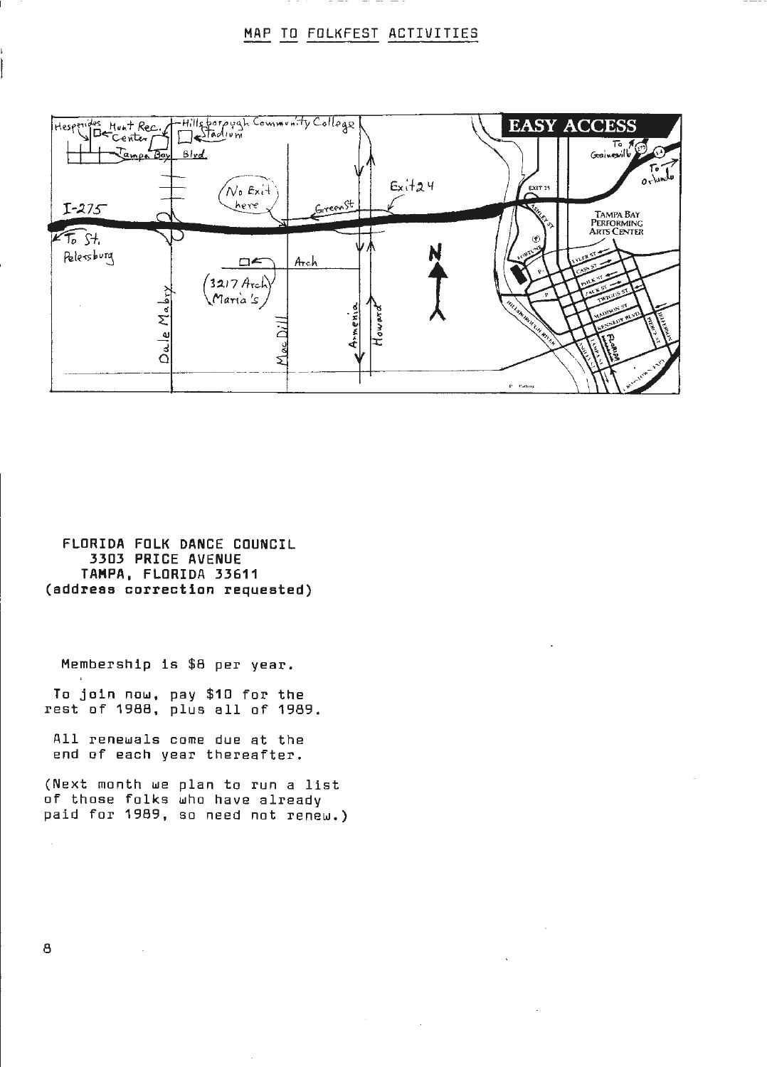## MAP TO FOLKFEST ACTIVITIES

Hesperides
Hunt Rec. Center
Hillsborough Community College
Stadium
Tampa Bay Blvd
No Exit here
Green St
Exit 24
I-275
To St. Petersburg
Arch
(3217 Arch) Maria's
Dale Mabry
Mac Dill
Armenia
Howard
N
EASY ACCESS
To Gainesville
To Orlando
EXIT 25
ASHLEY ST
TAMPA BAY PERFORMING ARTS CENTER
FORTUNE
TYLER ST
CASS ST
POLK ST
JACKSON ST
TWIGGS ST
MADISON ST
KENNEDY BLVD
HILLSBOROUGH RIVER
PIERCE ST
JEFFERSON
FLORIDA
P Parking

FLORIDA FOLK DANCE COUNCIL
3303 PRICE AVENUE
TAMPA, FLORIDA 33611
(address correction requested)

Membership is $8 per year.

To join now, pay $10 for the rest of 1988, plus all of 1989.

All renewals come due at the end of each year thereafter.

(Next month we plan to run a list of those folks who have already paid for 1989, so need not renew.)